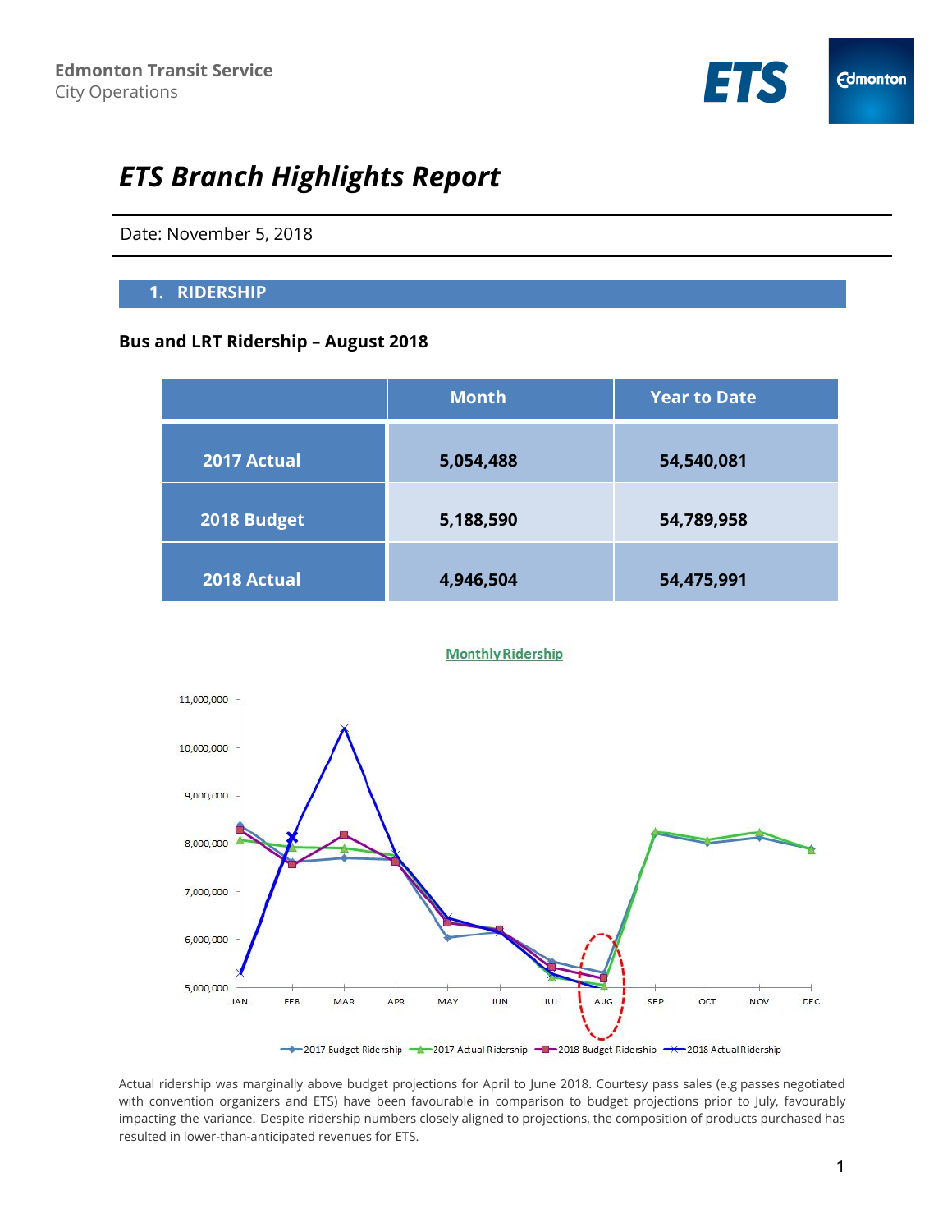Edmonton Transit Service
City Operations

# *ETS Branch Highlights Report*

Date: November 5, 2018

## 1. RIDERSHIP

### Bus and LRT Ridership – August 2018

| | Month | Year to Date |
|---|---|---|
| 2017 Actual | 5,054,488 | 54,540,081 |
| 2018 Budget | 5,188,590 | 54,789,958 |
| 2018 Actual | 4,946,504 | 54,475,991 |

Monthly Ridership

Actual ridership was marginally above budget projections for April to June 2018. Courtesy pass sales (e.g passes negotiated with convention organizers and ETS) have been favourable in comparison to budget projections prior to July, favourably impacting the variance. Despite ridership numbers closely aligned to projections, the composition of products purchased has resulted in lower-than-anticipated revenues for ETS.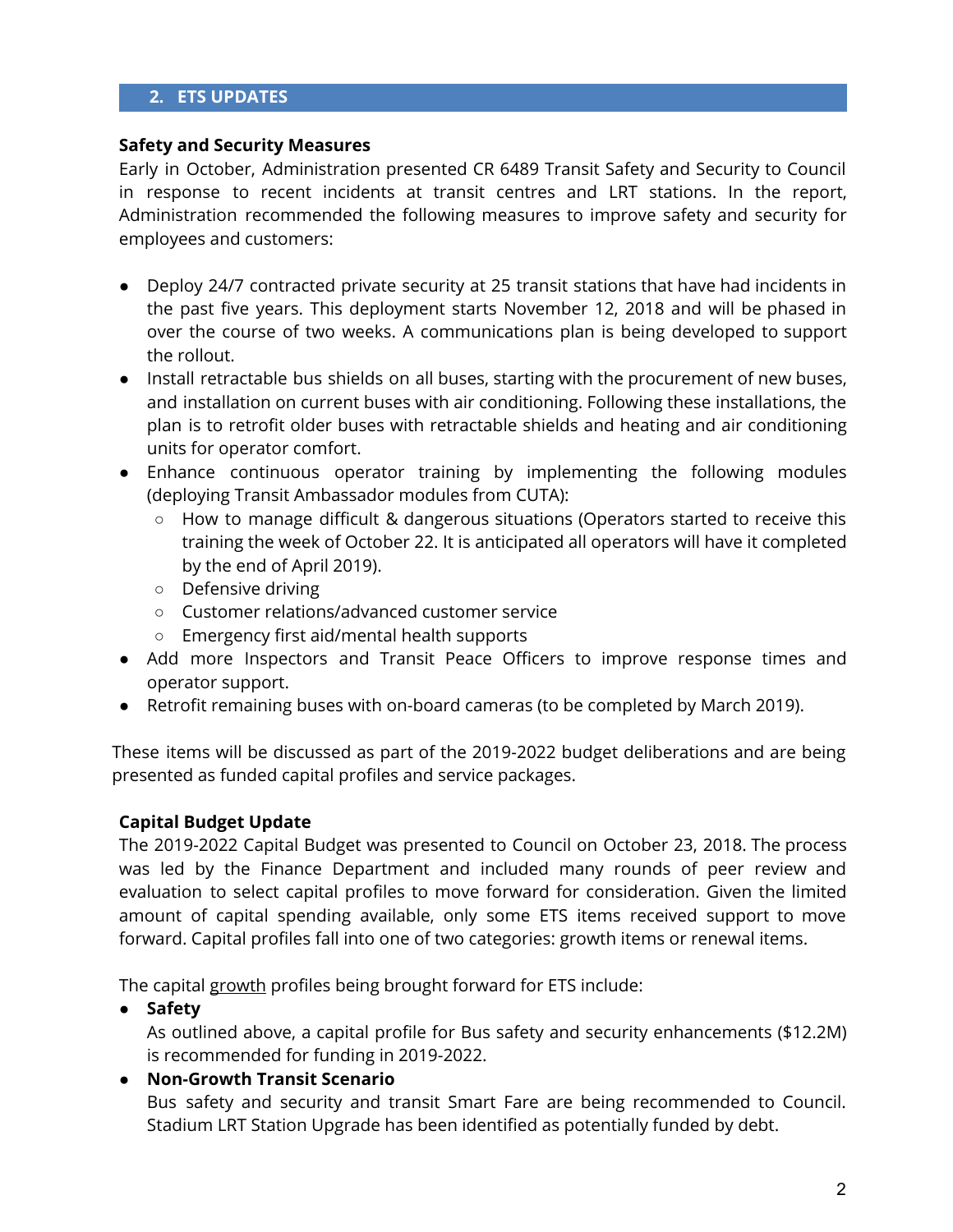## 2. ETS UPDATES

**Safety and Security Measures**

Early in October, Administration presented CR 6489 Transit Safety and Security to Council in response to recent incidents at transit centres and LRT stations. In the report, Administration recommended the following measures to improve safety and security for employees and customers:

- Deploy 24/7 contracted private security at 25 transit stations that have had incidents in the past five years. This deployment starts November 12, 2018 and will be phased in over the course of two weeks. A communications plan is being developed to support the rollout.
- Install retractable bus shields on all buses, starting with the procurement of new buses, and installation on current buses with air conditioning. Following these installations, the plan is to retrofit older buses with retractable shields and heating and air conditioning units for operator comfort.
- Enhance continuous operator training by implementing the following modules (deploying Transit Ambassador modules from CUTA):
  - How to manage difficult & dangerous situations (Operators started to receive this training the week of October 22. It is anticipated all operators will have it completed by the end of April 2019).
  - Defensive driving
  - Customer relations/advanced customer service
  - Emergency first aid/mental health supports
- Add more Inspectors and Transit Peace Officers to improve response times and operator support.
- Retrofit remaining buses with on-board cameras (to be completed by March 2019).

These items will be discussed as part of the 2019-2022 budget deliberations and are being presented as funded capital profiles and service packages.

**Capital Budget Update**

The 2019-2022 Capital Budget was presented to Council on October 23, 2018. The process was led by the Finance Department and included many rounds of peer review and evaluation to select capital profiles to move forward for consideration. Given the limited amount of capital spending available, only some ETS items received support to move forward. Capital profiles fall into one of two categories: growth items or renewal items.

The capital growth profiles being brought forward for ETS include:

- **Safety**
  As outlined above, a capital profile for Bus safety and security enhancements ($12.2M) is recommended for funding in 2019-2022.
- **Non-Growth Transit Scenario**
  Bus safety and security and transit Smart Fare are being recommended to Council. Stadium LRT Station Upgrade has been identified as potentially funded by debt.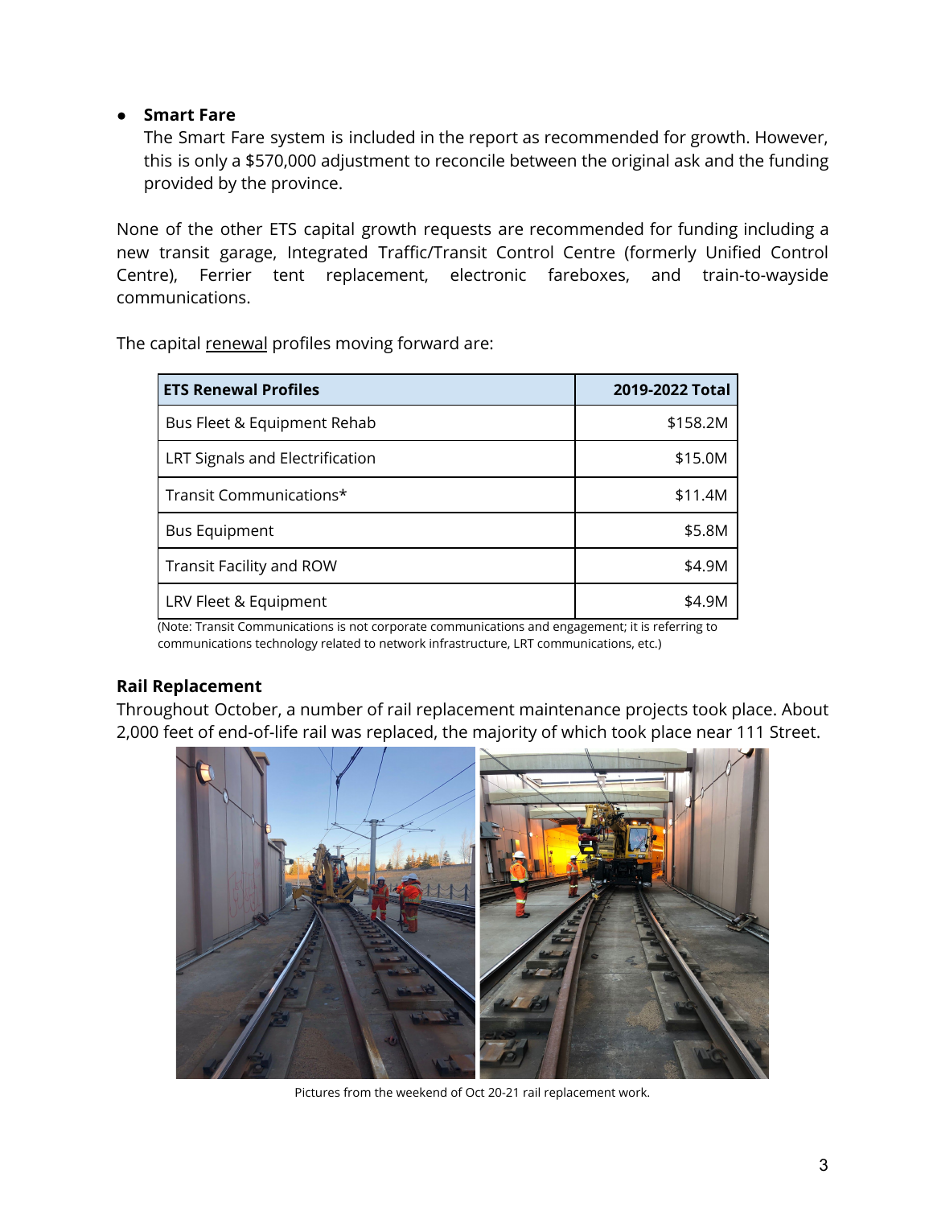- **Smart Fare**
  The Smart Fare system is included in the report as recommended for growth. However, this is only a $570,000 adjustment to reconcile between the original ask and the funding provided by the province.

None of the other ETS capital growth requests are recommended for funding including a new transit garage, Integrated Traffic/Transit Control Centre (formerly Unified Control Centre), Ferrier tent replacement, electronic fareboxes, and train-to-wayside communications.

The capital <u>renewal</u> profiles moving forward are:

| ETS Renewal Profiles | 2019-2022 Total |
|---|---|
| Bus Fleet & Equipment Rehab | $158.2M |
| LRT Signals and Electrification | $15.0M |
| Transit Communications* | $11.4M |
| Bus Equipment | $5.8M |
| Transit Facility and ROW | $4.9M |
| LRV Fleet & Equipment | $4.9M |

(Note: Transit Communications is not corporate communications and engagement; it is referring to communications technology related to network infrastructure, LRT communications, etc.)

### Rail Replacement

Throughout October, a number of rail replacement maintenance projects took place. About 2,000 feet of end-of-life rail was replaced, the majority of which took place near 111 Street.

Pictures from the weekend of Oct 20-21 rail replacement work.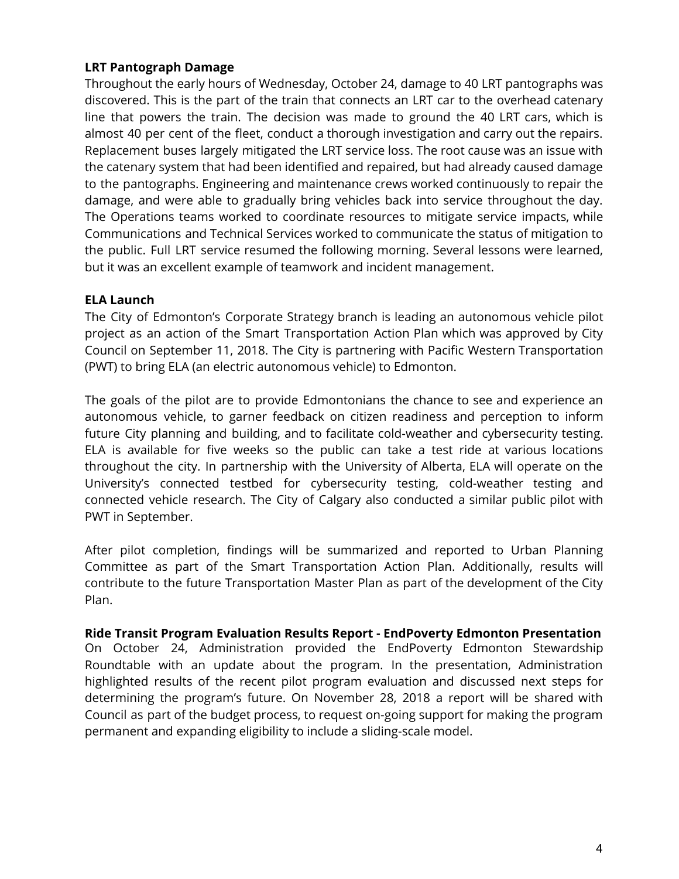**LRT Pantograph Damage**

Throughout the early hours of Wednesday, October 24, damage to 40 LRT pantographs was discovered. This is the part of the train that connects an LRT car to the overhead catenary line that powers the train. The decision was made to ground the 40 LRT cars, which is almost 40 per cent of the fleet, conduct a thorough investigation and carry out the repairs. Replacement buses largely mitigated the LRT service loss. The root cause was an issue with the catenary system that had been identified and repaired, but had already caused damage to the pantographs. Engineering and maintenance crews worked continuously to repair the damage, and were able to gradually bring vehicles back into service throughout the day. The Operations teams worked to coordinate resources to mitigate service impacts, while Communications and Technical Services worked to communicate the status of mitigation to the public. Full LRT service resumed the following morning. Several lessons were learned, but it was an excellent example of teamwork and incident management.

**ELA Launch**

The City of Edmonton's Corporate Strategy branch is leading an autonomous vehicle pilot project as an action of the Smart Transportation Action Plan which was approved by City Council on September 11, 2018. The City is partnering with Pacific Western Transportation (PWT) to bring ELA (an electric autonomous vehicle) to Edmonton.

The goals of the pilot are to provide Edmontonians the chance to see and experience an autonomous vehicle, to garner feedback on citizen readiness and perception to inform future City planning and building, and to facilitate cold-weather and cybersecurity testing. ELA is available for five weeks so the public can take a test ride at various locations throughout the city. In partnership with the University of Alberta, ELA will operate on the University's connected testbed for cybersecurity testing, cold-weather testing and connected vehicle research. The City of Calgary also conducted a similar public pilot with PWT in September.

After pilot completion, findings will be summarized and reported to Urban Planning Committee as part of the Smart Transportation Action Plan. Additionally, results will contribute to the future Transportation Master Plan as part of the development of the City Plan.

**Ride Transit Program Evaluation Results Report - EndPoverty Edmonton Presentation**

On October 24, Administration provided the EndPoverty Edmonton Stewardship Roundtable with an update about the program. In the presentation, Administration highlighted results of the recent pilot program evaluation and discussed next steps for determining the program's future. On November 28, 2018 a report will be shared with Council as part of the budget process, to request on-going support for making the program permanent and expanding eligibility to include a sliding-scale model.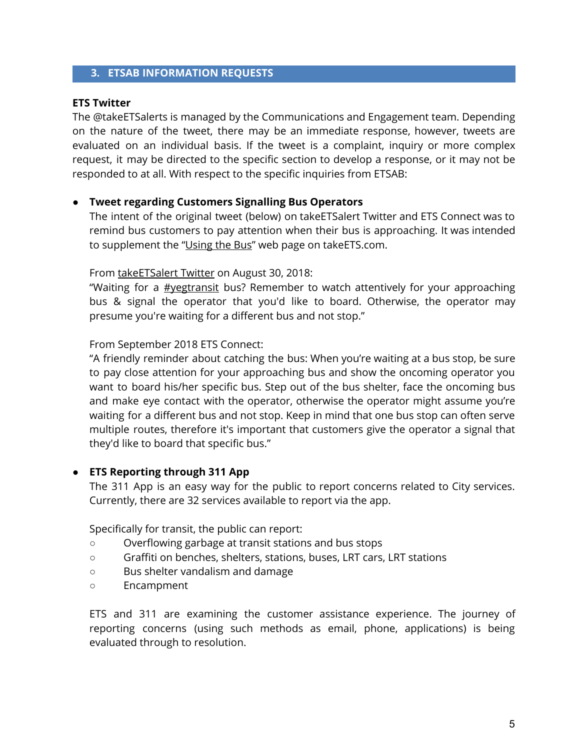## 3. ETSAB INFORMATION REQUESTS

**ETS Twitter**

The @takeETSalerts is managed by the Communications and Engagement team. Depending on the nature of the tweet, there may be an immediate response, however, tweets are evaluated on an individual basis. If the tweet is a complaint, inquiry or more complex request, it may be directed to the specific section to develop a response, or it may not be responded to at all. With respect to the specific inquiries from ETSAB:

- **Tweet regarding Customers Signalling Bus Operators**

  The intent of the original tweet (below) on takeETSalert Twitter and ETS Connect was to remind bus customers to pay attention when their bus is approaching. It was intended to supplement the "Using the Bus" web page on takeETS.com.

  From takeETSalert Twitter on August 30, 2018:
  "Waiting for a #yegtransit bus? Remember to watch attentively for your approaching bus & signal the operator that you'd like to board. Otherwise, the operator may presume you're waiting for a different bus and not stop."

  From September 2018 ETS Connect:
  "A friendly reminder about catching the bus: When you're waiting at a bus stop, be sure to pay close attention for your approaching bus and show the oncoming operator you want to board his/her specific bus. Step out of the bus shelter, face the oncoming bus and make eye contact with the operator, otherwise the operator might assume you're waiting for a different bus and not stop. Keep in mind that one bus stop can often serve multiple routes, therefore it's important that customers give the operator a signal that they'd like to board that specific bus."

- **ETS Reporting through 311 App**

  The 311 App is an easy way for the public to report concerns related to City services. Currently, there are 32 services available to report via the app.

  Specifically for transit, the public can report:
  - Overflowing garbage at transit stations and bus stops
  - Graffiti on benches, shelters, stations, buses, LRT cars, LRT stations
  - Bus shelter vandalism and damage
  - Encampment

  ETS and 311 are examining the customer assistance experience. The journey of reporting concerns (using such methods as email, phone, applications) is being evaluated through to resolution.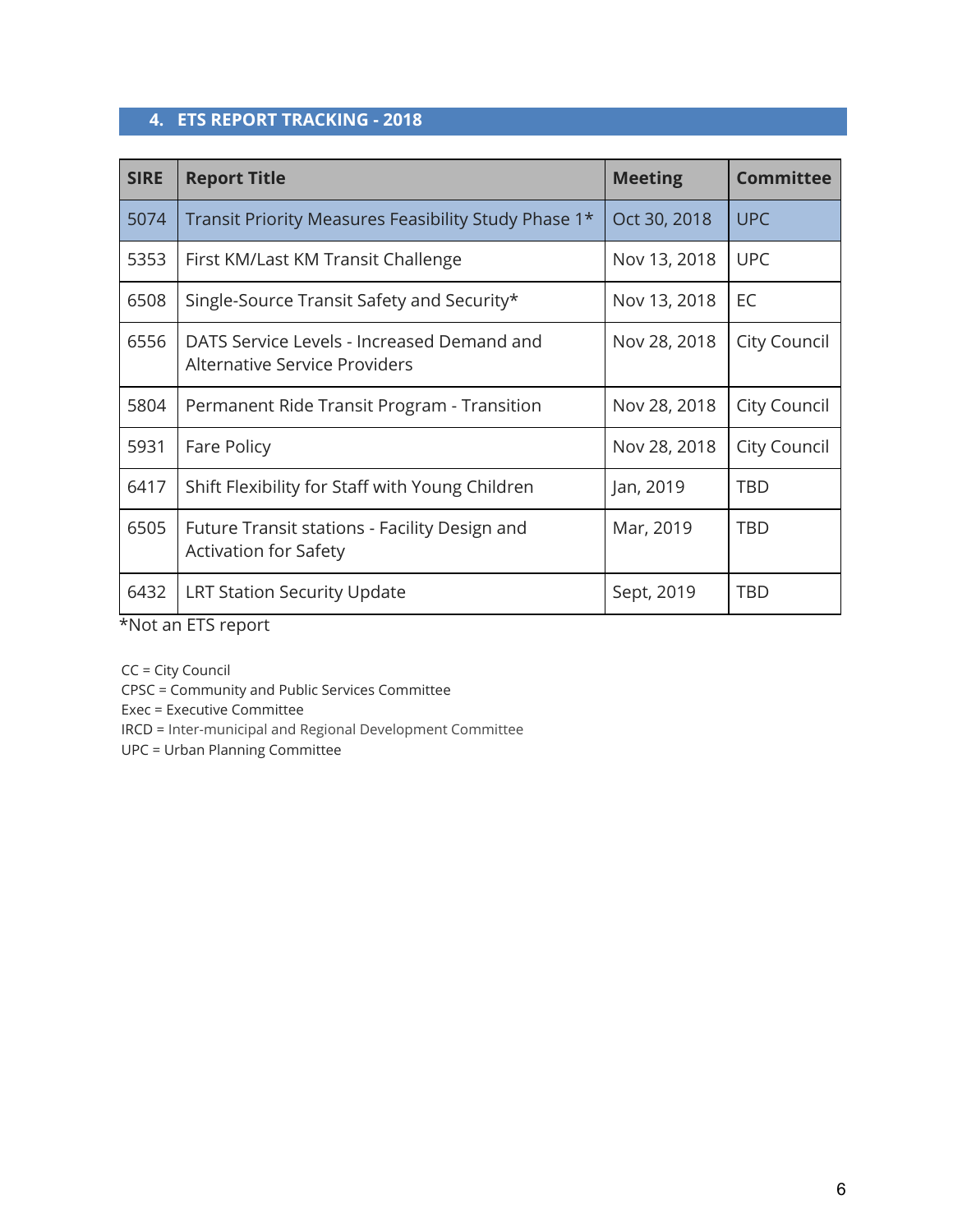## 4. ETS REPORT TRACKING - 2018

| SIRE | Report Title | Meeting | Committee |
|---|---|---|---|
| 5074 | Transit Priority Measures Feasibility Study Phase 1* | Oct 30, 2018 | UPC |
| 5353 | First KM/Last KM Transit Challenge | Nov 13, 2018 | UPC |
| 6508 | Single-Source Transit Safety and Security* | Nov 13, 2018 | EC |
| 6556 | DATS Service Levels - Increased Demand and Alternative Service Providers | Nov 28, 2018 | City Council |
| 5804 | Permanent Ride Transit Program - Transition | Nov 28, 2018 | City Council |
| 5931 | Fare Policy | Nov 28, 2018 | City Council |
| 6417 | Shift Flexibility for Staff with Young Children | Jan, 2019 | TBD |
| 6505 | Future Transit stations - Facility Design and Activation for Safety | Mar, 2019 | TBD |
| 6432 | LRT Station Security Update | Sept, 2019 | TBD |

*Not an ETS report

CC = City Council
CPSC = Community and Public Services Committee
Exec = Executive Committee
IRCD = Inter-municipal and Regional Development Committee
UPC = Urban Planning Committee